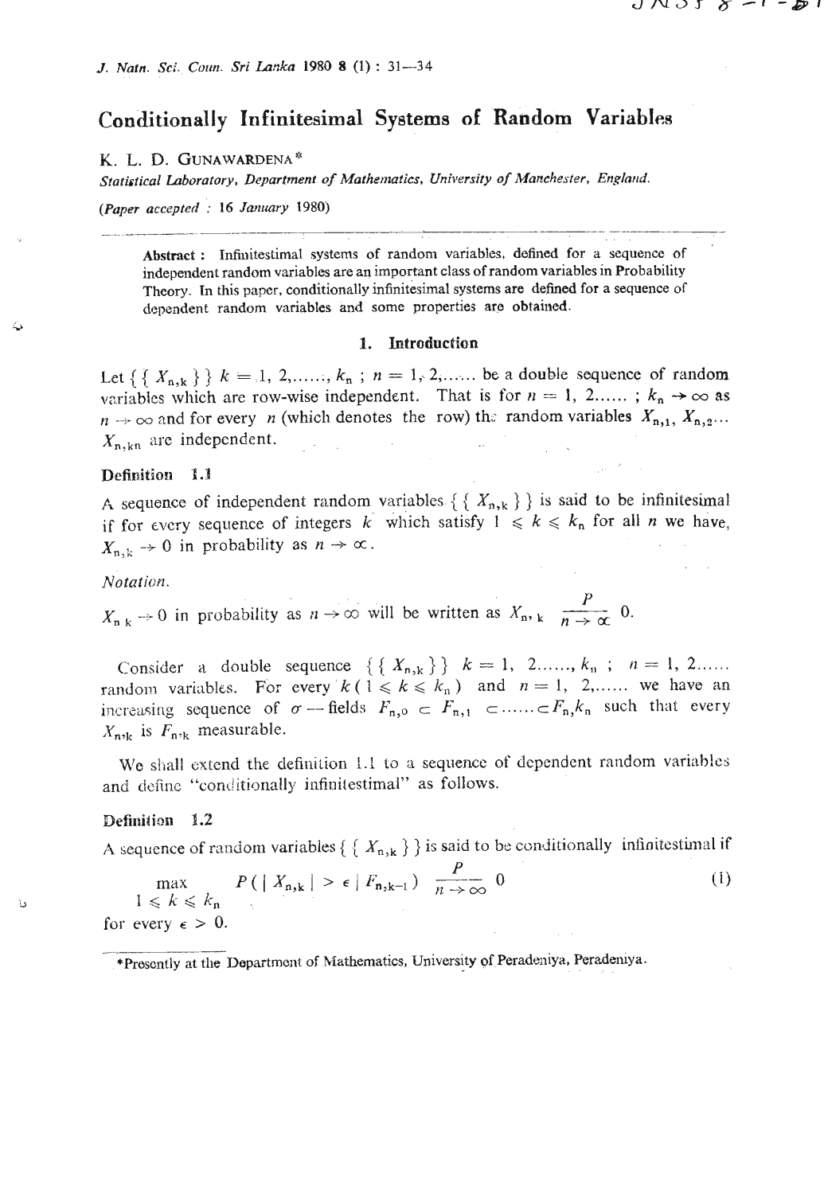# Conditionally Infinitesimal Systems of Random Variables

K. L. D. GUNAWARDENA*

*Statistical Laboratory, Department of Mathematics, University of Manchester, England.*

*(Paper accepted : 16 January 1980)*

---

**Abstract :** Infinitestimal systems of random variables, defined for a sequence of independent random variables are an important class of random variables in Probability Theory. In this paper, conditionally infinitesimal systems are defined for a sequence of dependent random variables and some properties are obtained.

## 1. Introduction

Let $\{\{ X_{n,k} \}\}$ $k = 1, 2, \ldots\ldots, k_n$ ; $n = 1, 2, \ldots\ldots$ be a double sequence of random variables which are row-wise independent. That is for $n = 1, 2\ldots\ldots$ ; $k_n \to \infty$ as $n \to \infty$ and for every $n$ (which denotes the row) the random variables $X_{n,1}, X_{n,2} \ldots X_{n,kn}$ are independent.

**Definition 1.1**

A sequence of independent random variables $\{\{ X_{n,k} \}\}$ is said to be infinitesimal if for every sequence of integers $k$ which satisfy $1 \leqslant k \leqslant k_n$ for all $n$ we have, $X_{n,k} \to 0$ in probability as $n \to \infty$.

*Notation.*

$X_{n\,k} \to 0$ in probability as $n \to \infty$ will be written as $X_{n,\,k} \xrightarrow[n \to \infty]{P} 0$.

Consider a double sequence $\{\{ X_{n,k} \}\}$ $k = 1, 2\ldots\ldots, k_n$ ; $n = 1, 2\ldots\ldots$ random variables. For every $k$ ($1 \leqslant k \leqslant k_n$) and $n = 1, 2, \ldots\ldots$ we have an increasing sequence of $\sigma$ — fields $F_{n,0} \subset F_{n,1} \subset \ldots\ldots \subset F_{n}, k_n$ such that every $X_{n,k}$ is $F_{n,k}$ measurable.

We shall extend the definition 1.1 to a sequence of dependent random variables and define "conditionally infinitestimal" as follows.

**Definition 1.2**

A sequence of random variables $\{\{ X_{n,k} \}\}$ is said to be conditionally infinitestimal if

$$\max_{1 \leqslant k \leqslant k_n} P(\mid X_{n,k} \mid > \epsilon \mid F_{n,k-1}) \xrightarrow[n \to \infty]{P} 0 \tag{1}$$

for every $\epsilon > 0$.

---

*Presently at the Department of Mathematics, University of Peradeniya, Peradeniya.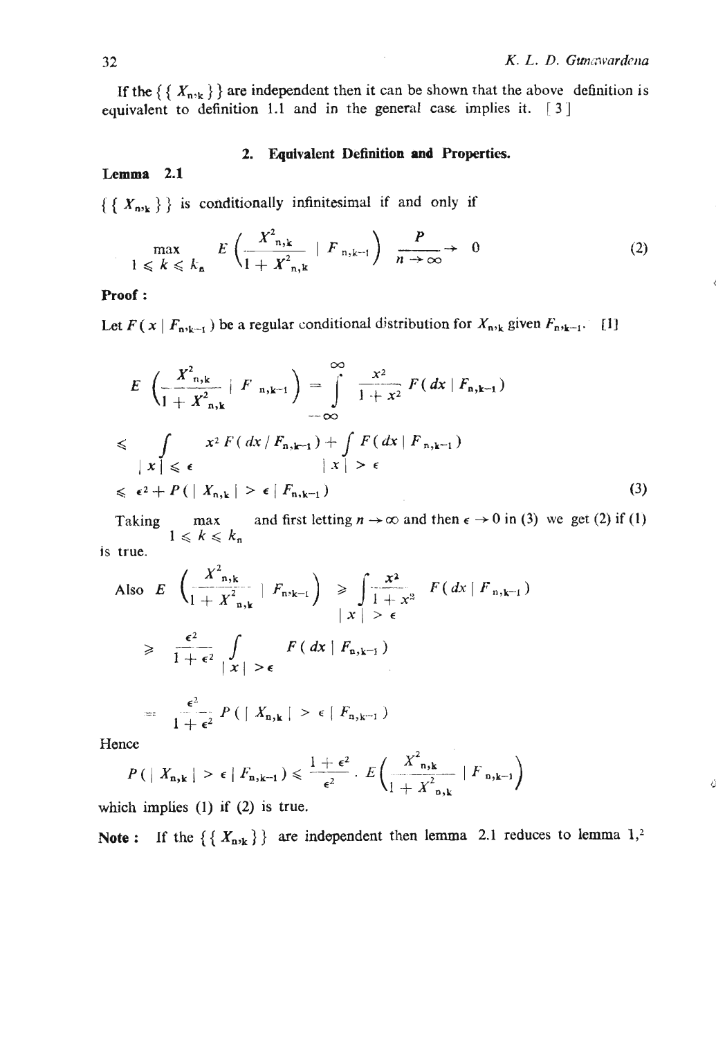If the $\{\{X_{n,k}\}\}$ are independent then it can be shown that the above definition is equivalent to definition 1.1 and in the general case implies it. [3]

## 2. Equivalent Definition and Properties.

**Lemma 2.1**

$\{\{X_{n,k}\}\}$ is conditionally infinitesimal if and only if

$$\max_{1 \leqslant k \leqslant k_n} E\left(\frac{X^2_{n,k}}{1 + X^2_{n,k}} \mid F_{n,k-1}\right) \xrightarrow[n \to \infty]{P} 0 \tag{2}$$

**Proof :**

Let $F(x \mid F_{n,k-1})$ be a regular conditional distribution for $X_{n,k}$ given $F_{n,k-1}$. [1]

$$E\left(\frac{X^2_{n,k}}{1 + X^2_{n,k}} \mid F_{n,k-1}\right) = \int_{-\infty}^{\infty} \frac{x^2}{1 + x^2} F(dx \mid F_{n,k-1})$$

$$\leqslant \int_{|x| \leqslant \epsilon} x^2 F(dx / F_{n,k-1}) + \int_{|x| > \epsilon} F(dx \mid F_{n,k-1})$$

$$\leqslant \epsilon^2 + P(|X_{n,k}| > \epsilon \mid F_{n,k-1}) \tag{3}$$

Taking $\max\limits_{1 \leqslant k \leqslant k_n}$ and first letting $n \to \infty$ and then $\epsilon \to 0$ in (3) we get (2) if (1) is true.

Also $E\left(\frac{X^2_{n,k}}{1 + X^2_{n,k}} \mid F_{n,k-1}\right) \geqslant \int_{|x| > \epsilon} \frac{x^2}{1 + x^2} F(dx \mid F_{n,k-1})$

$$\geqslant \frac{\epsilon^2}{1 + \epsilon^2} \int_{|x| > \epsilon} F(dx \mid F_{n,k-1})$$

$$= \frac{\epsilon^2}{1 + \epsilon^2} P(|X_{n,k}| > \epsilon \mid F_{n,k-1})$$

Hence

$$P(|X_{n,k}| > \epsilon \mid F_{n,k-1}) \leqslant \frac{1 + \epsilon^2}{\epsilon^2} \cdot E\left(\frac{X^2_{n,k}}{1 + X^2_{n,k}} \mid F_{n,k-1}\right)$$

which implies (1) if (2) is true.

**Note :** If the $\{\{X_{n,k}\}\}$ are independent then lemma 2.1 reduces to lemma 1,[2]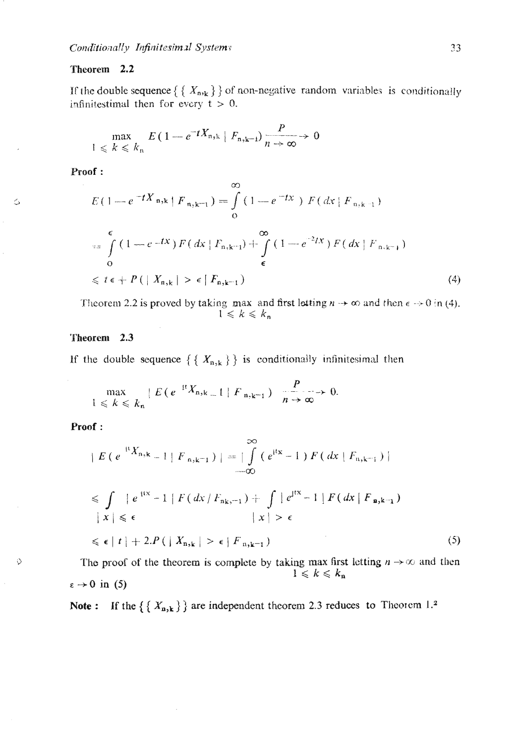### Theorem 2.2

If the double sequence $\{\{X_{n,k}\}\}$ of non-negative random variables is conditionally infinitesimal then for every $t > 0$.

$$\max_{1 \leqslant k \leqslant k_n} E(1 - e^{-tX_{n,k}} \mid F_{n,k-1}) \xrightarrow[n \to \infty]{P} 0$$

**Proof :**

$$E(1 - e^{-tX_{n,k}} \mid F_{n,k-1}) = \int_0^\infty (1 - e^{-tx}) F(dx \mid F_{n,k-1})$$

$$= \int_0^\epsilon (1 - e^{-tx}) F(dx \mid F_{n,k-1}) + \int_\epsilon^\infty (1 - e^{-2tx}) F(dx \mid F_{n,k-1})$$

$$\leqslant t\epsilon + P(|X_{n,k}| > \epsilon \mid F_{n,k-1}) \tag{4}$$

Theorem 2.2 is proved by taking $\max\limits_{1 \leqslant k \leqslant k_n}$ and first letting $n \to \infty$ and then $\epsilon \to 0$ in (4).

### Theorem 2.3

If the double sequence $\{\{X_{n,k}\}\}$ is conditionally infinitesimal then

$$\max_{1 \leqslant k \leqslant k_n} | E(e^{itX_{n,k}} - 1 \mid F_{n,k-1}) \xrightarrow[n \to \infty]{P} 0.$$

**Proof :**

$$| E(e^{itX_{n,k}} - 1 \mid F_{n,k-1}) | = | \int_{-\infty}^{\infty} (e^{itx} - 1) F(dx \mid F_{n,k-1}) |$$

$$\leqslant \int_{|x| \leqslant \epsilon} | e^{itx} - 1 | F(dx / F_{nk,-1}) + \int_{|x| > \epsilon} | e^{itx} - 1 | F(dx \mid F_{n,k-1})$$

$$\leqslant \epsilon |t| + 2.P(|X_{n,k}| > \epsilon \mid F_{n,k-1}) \tag{5}$$

The proof of the theorem is complete by taking $\max\limits_{1 \leqslant k \leqslant k_n}$ first letting $n \to \infty$ and then $\varepsilon \to 0$ in (5)

**Note :** If the $\{\{X_{n,k}\}\}$ are independent theorem 2.3 reduces to Theorem 1.[2]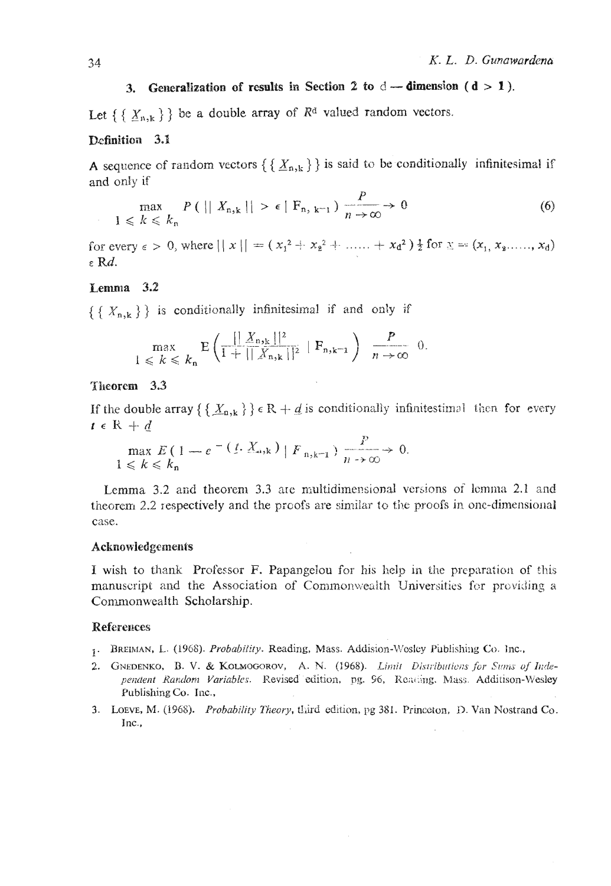### 3. Generalization of results in Section 2 to d — dimension ( d > 1 ).

Let $\{ \{ \underline{X}_{n,k} \} \}$ be a double array of $R^d$ valued random vectors.

**Definition 3.1**

A sequence of random vectors $\{ \{ \underline{X}_{n,k} \} \}$ is said to be conditionally infinitesimal if and only if

$$\max_{1 \leqslant k \leqslant k_n} P( || X_{n,k} || > \epsilon \mid F_{n,\, k-1} ) \xrightarrow[n \to \infty]{P} 0 \tag{6}$$

for every $\epsilon > 0$, where $|| x || = ( x_1^2 + x_2^2 + \ldots\ldots + x_d^2 )^{\frac{1}{2}}$ for $x = (x_1, x_2 \ldots\ldots, x_d) \in Rd$.

**Lemma 3.2**

$\{ \{ X_{n,k} \} \}$ is conditionally infinitesimal if and only if

$$\max_{1 \leqslant k \leqslant k_n} E\left( \frac{|| \underline{X}_{n,k} ||^2}{1 + || \underline{X}_{n,k} ||^2} \mid F_{n,k-1} \right) \xrightarrow[n \to \infty]{P} 0.$$

**Theorem 3.3**

If the double array $\{ \{ \underline{X}_{n,k} \} \} \in R + \underline{d}$ is conditionally infinitestimal then for every $t \in R + \underline{d}$

$$\max_{1 \leqslant k \leqslant k_n} E( 1 - e^{-(\underline{t} . \underline{X}_{n,k})} \mid F_{n,k-1} ) \xrightarrow[n \to \infty]{P} 0.$$

Lemma 3.2 and theorem 3.3 are multidimensional versions of lemma 2.1 and theorem 2.2 respectively and the proofs are similar to the proofs in one-dimensional case.

### Acknowledgements

I wish to thank Professor F. Papangelou for his help in the preparation of this manuscript and the Association of Commonwealth Universities for providing a Commonwealth Scholarship.

### References

1. Breiman, L. (1968). *Probability*. Reading, Mass. Addision-Wesley Publishing Co. Inc.,
2. Gnedenko, B. V. & Kolmogorov, A. N. (1968). *Limit Distributions for Sums of Independent Random Variables*. Revised edition, pg. 96, Reading, Mass. Additison-Wesley Publishing Co. Inc.,
3. Loeve, M. (1968). *Probability Theory*, third edition, pg 381. Princeton, D. Van Nostrand Co. Inc.,